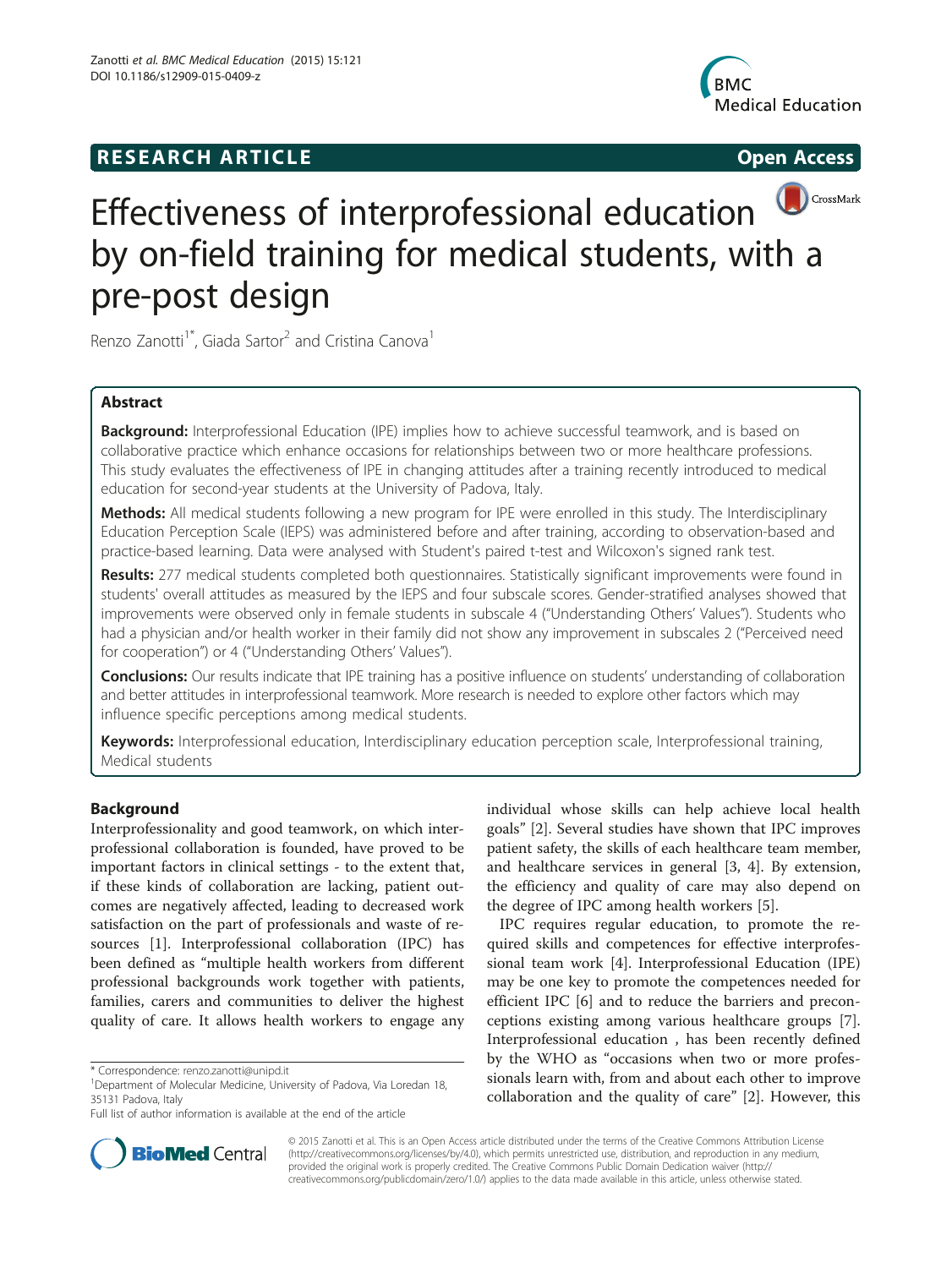RESEARCH ARTICLE

Open Access

# Effectiveness of interprofessional education by on-field training for medical students, with a pre-post design

Renzo Zanotti[1*], Giada Sartor[2] and Cristina Canova[1]

## Abstract

**Background:** Interprofessional Education (IPE) implies how to achieve successful teamwork, and is based on collaborative practice which enhance occasions for relationships between two or more healthcare professions. This study evaluates the effectiveness of IPE in changing attitudes after a training recently introduced to medical education for second-year students at the University of Padova, Italy.

**Methods:** All medical students following a new program for IPE were enrolled in this study. The Interdisciplinary Education Perception Scale (IEPS) was administered before and after training, according to observation-based and practice-based learning. Data were analysed with Student's paired t-test and Wilcoxon's signed rank test.

**Results:** 277 medical students completed both questionnaires. Statistically significant improvements were found in students' overall attitudes as measured by the IEPS and four subscale scores. Gender-stratified analyses showed that improvements were observed only in female students in subscale 4 ("Understanding Others' Values"). Students who had a physician and/or health worker in their family did not show any improvement in subscales 2 ("Perceived need for cooperation") or 4 ("Understanding Others' Values").

**Conclusions:** Our results indicate that IPE training has a positive influence on students' understanding of collaboration and better attitudes in interprofessional teamwork. More research is needed to explore other factors which may influence specific perceptions among medical students.

**Keywords:** Interprofessional education, Interdisciplinary education perception scale, Interprofessional training, Medical students

## Background

Interprofessionality and good teamwork, on which interprofessional collaboration is founded, have proved to be important factors in clinical settings - to the extent that, if these kinds of collaboration are lacking, patient outcomes are negatively affected, leading to decreased work satisfaction on the part of professionals and waste of resources [1]. Interprofessional collaboration (IPC) has been defined as "multiple health workers from different professional backgrounds work together with patients, families, carers and communities to deliver the highest quality of care. It allows health workers to engage any individual whose skills can help achieve local health goals" [2]. Several studies have shown that IPC improves patient safety, the skills of each healthcare team member, and healthcare services in general [3, 4]. By extension, the efficiency and quality of care may also depend on the degree of IPC among health workers [5].

IPC requires regular education, to promote the required skills and competences for effective interprofessional team work [4]. Interprofessional Education (IPE) may be one key to promote the competences needed for efficient IPC [6] and to reduce the barriers and preconceptions existing among various healthcare groups [7]. Interprofessional education , has been recently defined by the WHO as "occasions when two or more professionals learn with, from and about each other to improve collaboration and the quality of care" [2]. However, this

\* Correspondence: renzo.zanotti@unipd.it
[1]Department of Molecular Medicine, University of Padova, Via Loredan 18, 35131 Padova, Italy
Full list of author information is available at the end of the article

© 2015 Zanotti et al. This is an Open Access article distributed under the terms of the Creative Commons Attribution License (http://creativecommons.org/licenses/by/4.0), which permits unrestricted use, distribution, and reproduction in any medium, provided the original work is properly credited. The Creative Commons Public Domain Dedication waiver (http://creativecommons.org/publicdomain/zero/1.0/) applies to the data made available in this article, unless otherwise stated.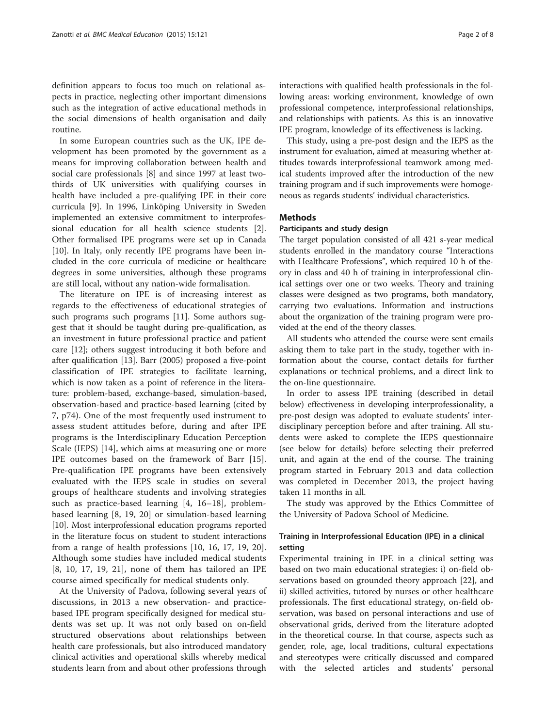definition appears to focus too much on relational aspects in practice, neglecting other important dimensions such as the integration of active educational methods in the social dimensions of health organisation and daily routine.

In some European countries such as the UK, IPE development has been promoted by the government as a means for improving collaboration between health and social care professionals [8] and since 1997 at least two-thirds of UK universities with qualifying courses in health have included a pre-qualifying IPE in their core curricula [9]. In 1996, Linköping University in Sweden implemented an extensive commitment to interprofessional education for all health science students [2]. Other formalised IPE programs were set up in Canada [10]. In Italy, only recently IPE programs have been included in the core curricula of medicine or healthcare degrees in some universities, although these programs are still local, without any nation-wide formalisation.

The literature on IPE is of increasing interest as regards to the effectiveness of educational strategies of such programs such programs [11]. Some authors suggest that it should be taught during pre-qualification, as an investment in future professional practice and patient care [12]; others suggest introducing it both before and after qualification [13]. Barr (2005) proposed a five-point classification of IPE strategies to facilitate learning, which is now taken as a point of reference in the literature: problem-based, exchange-based, simulation-based, observation-based and practice-based learning (cited by 7, p74). One of the most frequently used instrument to assess student attitudes before, during and after IPE programs is the Interdisciplinary Education Perception Scale (IEPS) [14], which aims at measuring one or more IPE outcomes based on the framework of Barr [15]. Pre-qualification IPE programs have been extensively evaluated with the IEPS scale in studies on several groups of healthcare students and involving strategies such as practice-based learning [4, 16–18], problem-based learning [8, 19, 20] or simulation-based learning [10]. Most interprofessional education programs reported in the literature focus on student to student interactions from a range of health professions [10, 16, 17, 19, 20]. Although some studies have included medical students [8, 10, 17, 19, 21], none of them has tailored an IPE course aimed specifically for medical students only.

At the University of Padova, following several years of discussions, in 2013 a new observation- and practice-based IPE program specifically designed for medical students was set up. It was not only based on on-field structured observations about relationships between health care professionals, but also introduced mandatory clinical activities and operational skills whereby medical students learn from and about other professions through interactions with qualified health professionals in the following areas: working environment, knowledge of own professional competence, interprofessional relationships, and relationships with patients. As this is an innovative IPE program, knowledge of its effectiveness is lacking.

This study, using a pre-post design and the IEPS as the instrument for evaluation, aimed at measuring whether attitudes towards interprofessional teamwork among medical students improved after the introduction of the new training program and if such improvements were homogeneous as regards students' individual characteristics.

## Methods

### Participants and study design

The target population consisted of all 421 s-year medical students enrolled in the mandatory course "Interactions with Healthcare Professions", which required 10 h of theory in class and 40 h of training in interprofessional clinical settings over one or two weeks. Theory and training classes were designed as two programs, both mandatory, carrying two evaluations. Information and instructions about the organization of the training program were provided at the end of the theory classes.

All students who attended the course were sent emails asking them to take part in the study, together with information about the course, contact details for further explanations or technical problems, and a direct link to the on-line questionnaire.

In order to assess IPE training (described in detail below) effectiveness in developing interprofessionality, a pre-post design was adopted to evaluate students' interdisciplinary perception before and after training. All students were asked to complete the IEPS questionnaire (see below for details) before selecting their preferred unit, and again at the end of the course. The training program started in February 2013 and data collection was completed in December 2013, the project having taken 11 months in all.

The study was approved by the Ethics Committee of the University of Padova School of Medicine.

### Training in Interprofessional Education (IPE) in a clinical setting

Experimental training in IPE in a clinical setting was based on two main educational strategies: i) on-field observations based on grounded theory approach [22], and ii) skilled activities, tutored by nurses or other healthcare professionals. The first educational strategy, on-field observation, was based on personal interactions and use of observational grids, derived from the literature adopted in the theoretical course. In that course, aspects such as gender, role, age, local traditions, cultural expectations and stereotypes were critically discussed and compared with the selected articles and students' personal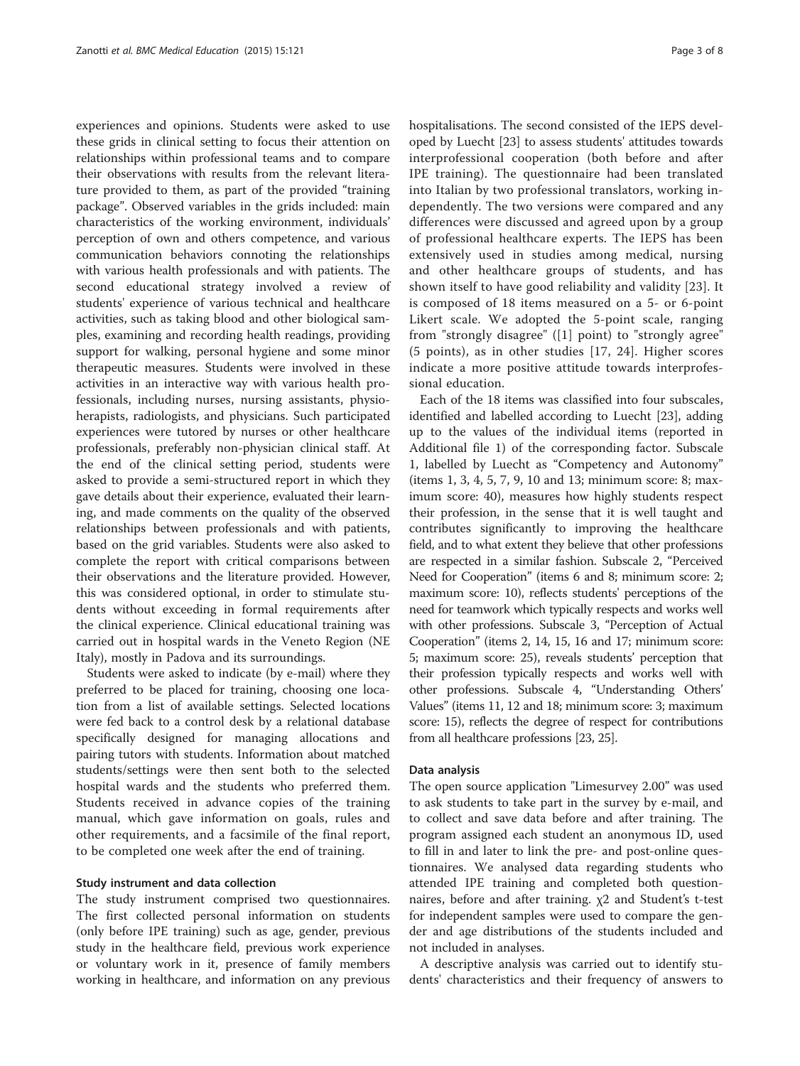experiences and opinions. Students were asked to use these grids in clinical setting to focus their attention on relationships within professional teams and to compare their observations with results from the relevant literature provided to them, as part of the provided "training package". Observed variables in the grids included: main characteristics of the working environment, individuals' perception of own and others competence, and various communication behaviors connoting the relationships with various health professionals and with patients. The second educational strategy involved a review of students' experience of various technical and healthcare activities, such as taking blood and other biological samples, examining and recording health readings, providing support for walking, personal hygiene and some minor therapeutic measures. Students were involved in these activities in an interactive way with various health professionals, including nurses, nursing assistants, physioherapists, radiologists, and physicians. Such participated experiences were tutored by nurses or other healthcare professionals, preferably non-physician clinical staff. At the end of the clinical setting period, students were asked to provide a semi-structured report in which they gave details about their experience, evaluated their learning, and made comments on the quality of the observed relationships between professionals and with patients, based on the grid variables. Students were also asked to complete the report with critical comparisons between their observations and the literature provided. However, this was considered optional, in order to stimulate students without exceeding in formal requirements after the clinical experience. Clinical educational training was carried out in hospital wards in the Veneto Region (NE Italy), mostly in Padova and its surroundings.

Students were asked to indicate (by e-mail) where they preferred to be placed for training, choosing one location from a list of available settings. Selected locations were fed back to a control desk by a relational database specifically designed for managing allocations and pairing tutors with students. Information about matched students/settings were then sent both to the selected hospital wards and the students who preferred them. Students received in advance copies of the training manual, which gave information on goals, rules and other requirements, and a facsimile of the final report, to be completed one week after the end of training.

#### Study instrument and data collection

The study instrument comprised two questionnaires. The first collected personal information on students (only before IPE training) such as age, gender, previous study in the healthcare field, previous work experience or voluntary work in it, presence of family members working in healthcare, and information on any previous hospitalisations. The second consisted of the IEPS developed by Luecht [23] to assess students' attitudes towards interprofessional cooperation (both before and after IPE training). The questionnaire had been translated into Italian by two professional translators, working independently. The two versions were compared and any differences were discussed and agreed upon by a group of professional healthcare experts. The IEPS has been extensively used in studies among medical, nursing and other healthcare groups of students, and has shown itself to have good reliability and validity [23]. It is composed of 18 items measured on a 5- or 6-point Likert scale. We adopted the 5-point scale, ranging from "strongly disagree" ([1] point) to "strongly agree" (5 points), as in other studies [17, 24]. Higher scores indicate a more positive attitude towards interprofessional education.

Each of the 18 items was classified into four subscales, identified and labelled according to Luecht [23], adding up to the values of the individual items (reported in Additional file 1) of the corresponding factor. Subscale 1, labelled by Luecht as "Competency and Autonomy" (items 1, 3, 4, 5, 7, 9, 10 and 13; minimum score: 8; maximum score: 40), measures how highly students respect their profession, in the sense that it is well taught and contributes significantly to improving the healthcare field, and to what extent they believe that other professions are respected in a similar fashion. Subscale 2, "Perceived Need for Cooperation" (items 6 and 8; minimum score: 2; maximum score: 10), reflects students' perceptions of the need for teamwork which typically respects and works well with other professions. Subscale 3, "Perception of Actual Cooperation" (items 2, 14, 15, 16 and 17; minimum score: 5; maximum score: 25), reveals students' perception that their profession typically respects and works well with other professions. Subscale 4, "Understanding Others' Values" (items 11, 12 and 18; minimum score: 3; maximum score: 15), reflects the degree of respect for contributions from all healthcare professions [23, 25].

#### Data analysis

The open source application "Limesurvey 2.00" was used to ask students to take part in the survey by e-mail, and to collect and save data before and after training. The program assigned each student an anonymous ID, used to fill in and later to link the pre- and post-online questionnaires. We analysed data regarding students who attended IPE training and completed both questionnaires, before and after training. $\chi 2$ and Student's t-test for independent samples were used to compare the gender and age distributions of the students included and not included in analyses.

A descriptive analysis was carried out to identify students' characteristics and their frequency of answers to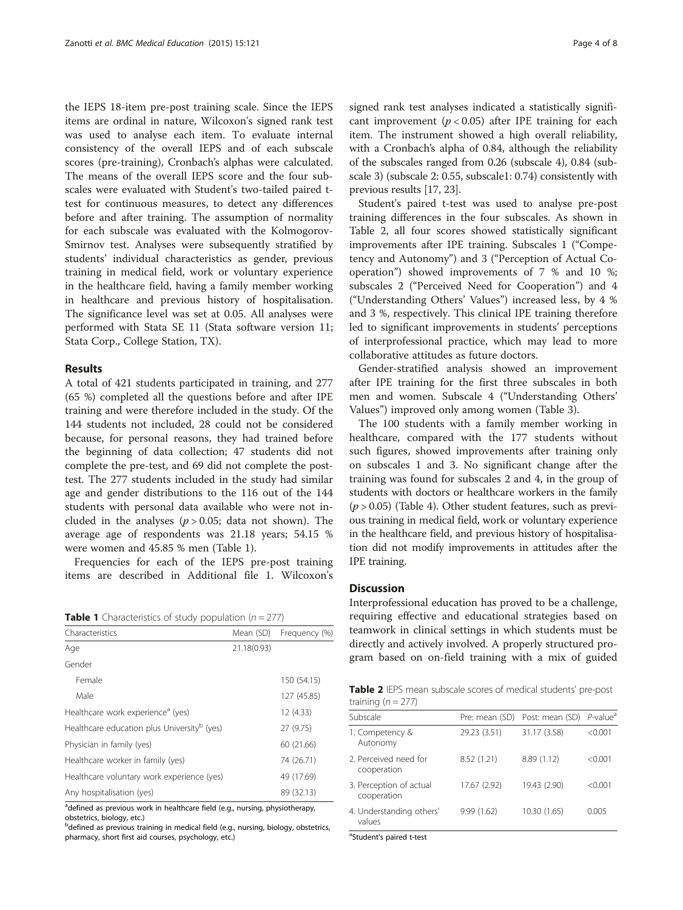the IEPS 18-item pre-post training scale. Since the IEPS items are ordinal in nature, Wilcoxon's signed rank test was used to analyse each item. To evaluate internal consistency of the overall IEPS and of each subscale scores (pre-training), Cronbach's alphas were calculated. The means of the overall IEPS score and the four subscales were evaluated with Student's two-tailed paired t-test for continuous measures, to detect any differences before and after training. The assumption of normality for each subscale was evaluated with the Kolmogorov-Smirnov test. Analyses were subsequently stratified by students' individual characteristics as gender, previous training in medical field, work or voluntary experience in the healthcare field, having a family member working in healthcare and previous history of hospitalisation. The significance level was set at 0.05. All analyses were performed with Stata SE 11 (Stata software version 11; Stata Corp., College Station, TX).

## Results

A total of 421 students participated in training, and 277 (65 %) completed all the questions before and after IPE training and were therefore included in the study. Of the 144 students not included, 28 could not be considered because, for personal reasons, they had trained before the beginning of data collection; 47 students did not complete the pre-test, and 69 did not complete the post-test. The 277 students included in the study had similar age and gender distributions to the 116 out of the 144 students with personal data available who were not included in the analyses ($p > 0.05$; data not shown). The average age of respondents was 21.18 years; 54.15 % were women and 45.85 % men (Table 1).

Frequencies for each of the IEPS pre-post training items are described in Additional file 1. Wilcoxon's signed rank test analyses indicated a statistically significant improvement ($p < 0.05$) after IPE training for each item. The instrument showed a high overall reliability, with a Cronbach's alpha of 0.84, although the reliability of the subscales ranged from 0.26 (subscale 4), 0.84 (subscale 3) (subscale 2: 0.55, subscale1: 0.74) consistently with previous results [17, 23].

Student's paired t-test was used to analyse pre-post training differences in the four subscales. As shown in Table 2, all four scores showed statistically significant improvements after IPE training. Subscales 1 ("Competency and Autonomy") and 3 ("Perception of Actual Cooperation") showed improvements of 7 % and 10 %; subscales 2 ("Perceived Need for Cooperation") and 4 ("Understanding Others' Values") increased less, by 4 % and 3 %, respectively. This clinical IPE training therefore led to significant improvements in students' perceptions of interprofessional practice, which may lead to more collaborative attitudes as future doctors.

Gender-stratified analysis showed an improvement after IPE training for the first three subscales in both men and women. Subscale 4 ("Understanding Others' Values") improved only among women (Table 3).

The 100 students with a family member working in healthcare, compared with the 177 students without such figures, showed improvements after training only on subscales 1 and 3. No significant change after the training was found for subscales 2 and 4, in the group of students with doctors or healthcare workers in the family ($p > 0.05$) (Table 4). Other student features, such as previous training in medical field, work or voluntary experience in the healthcare field, and previous history of hospitalisation did not modify improvements in attitudes after the IPE training.

**Table 1** Characteristics of study population ($n = 277$)

| Characteristics | Mean (SD) | Frequency (%) |
|---|---|---|
| Age | 21.18(0.93) | |
| Gender | | |
| Female | | 150 (54.15) |
| Male | | 127 (45.85) |
| Healthcare work experience[a] (yes) | | 12 (4.33) |
| Healthcare education plus University[b] (yes) | | 27 (9.75) |
| Physician in family (yes) | | 60 (21.66) |
| Healthcare worker in family (yes) | | 74 (26.71) |
| Healthcare voluntary work experience (yes) | | 49 (17.69) |
| Any hospitalisation (yes) | | 89 (32.13) |

[a]defined as previous work in healthcare field (e.g., nursing, physiotherapy, obstetrics, biology, etc.)
[b]defined as previous training in medical field (e.g., nursing, biology, obstetrics, pharmacy, short first aid courses, psychology, etc.)

## Discussion

Interprofessional education has proved to be a challenge, requiring effective and educational strategies based on teamwork in clinical settings in which students must be directly and actively involved. A properly structured program based on on-field training with a mix of guided

**Table 2** IEPS mean subscale scores of medical students' pre-post training ($n = 277$)

| Subscale | Pre: mean (SD) | Post: mean (SD) | P-value[a] |
|---|---|---|---|
| 1. Competency & Autonomy | 29.23 (3.51) | 31.17 (3.58) | <0.001 |
| 2. Perceived need for cooperation | 8.52 (1.21) | 8.89 (1.12) | <0.001 |
| 3. Perception of actual cooperation | 17.67 (2.92) | 19.43 (2.90) | <0.001 |
| 4. Understanding others' values | 9.99 (1.62) | 10.30 (1.65) | 0.005 |

[a]Student's paired t-test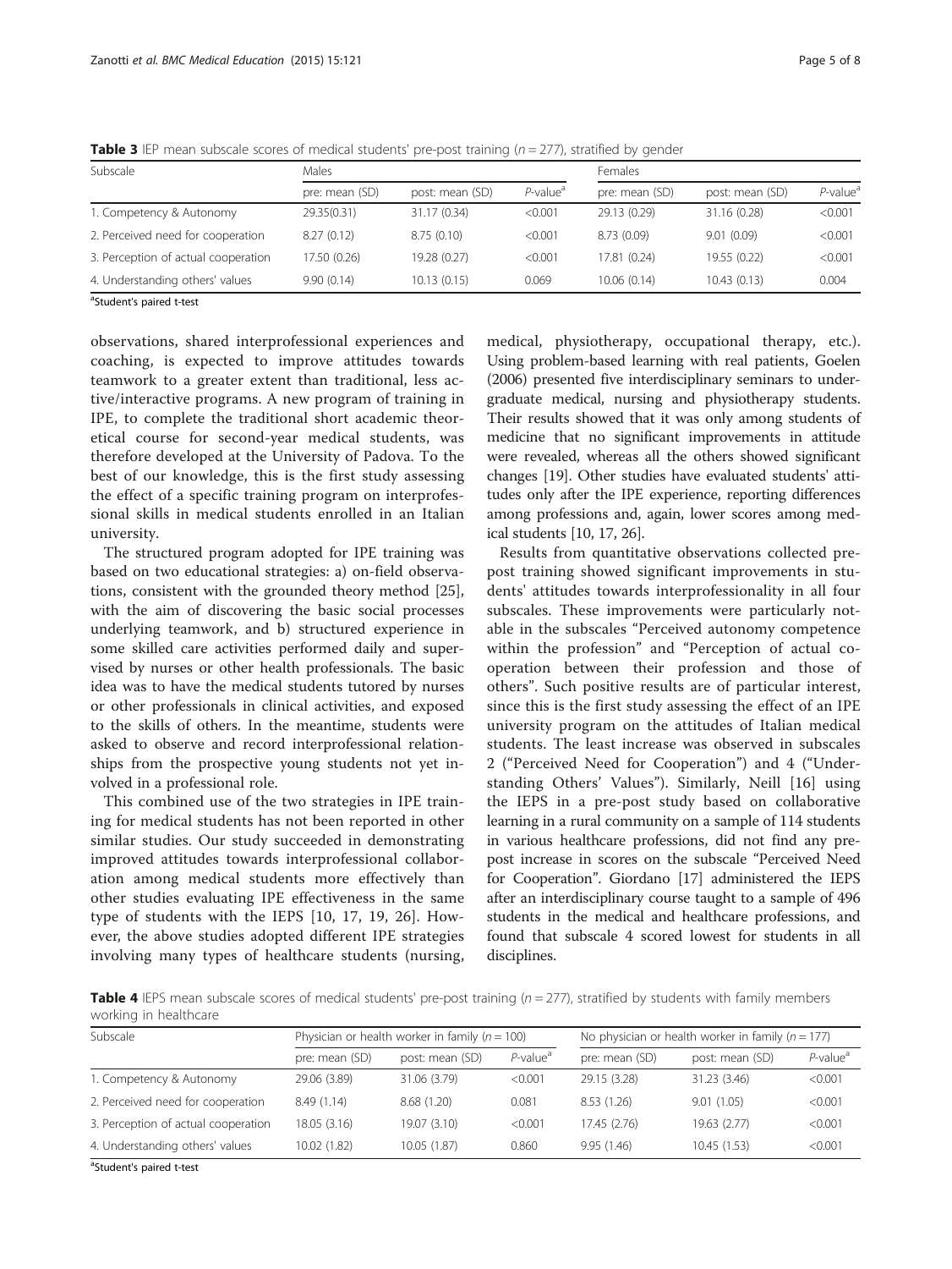**Table 3** IEP mean subscale scores of medical students' pre-post training ($n = 277$), stratified by gender

| Subscale | Males | | | Females | | |
|---|---|---|---|---|---|---|
| | pre: mean (SD) | post: mean (SD) | P-value[a] | pre: mean (SD) | post: mean (SD) | P-value[a] |
| 1. Competency & Autonomy | 29.35(0.31) | 31.17 (0.34) | <0.001 | 29.13 (0.29) | 31.16 (0.28) | <0.001 |
| 2. Perceived need for cooperation | 8.27 (0.12) | 8.75 (0.10) | <0.001 | 8.73 (0.09) | 9.01 (0.09) | <0.001 |
| 3. Perception of actual cooperation | 17.50 (0.26) | 19.28 (0.27) | <0.001 | 17.81 (0.24) | 19.55 (0.22) | <0.001 |
| 4. Understanding others' values | 9.90 (0.14) | 10.13 (0.15) | 0.069 | 10.06 (0.14) | 10.43 (0.13) | 0.004 |

[a]Student's paired t-test

observations, shared interprofessional experiences and coaching, is expected to improve attitudes towards teamwork to a greater extent than traditional, less active/interactive programs. A new program of training in IPE, to complete the traditional short academic theoretical course for second-year medical students, was therefore developed at the University of Padova. To the best of our knowledge, this is the first study assessing the effect of a specific training program on interprofessional skills in medical students enrolled in an Italian university.

The structured program adopted for IPE training was based on two educational strategies: a) on-field observations, consistent with the grounded theory method [25], with the aim of discovering the basic social processes underlying teamwork, and b) structured experience in some skilled care activities performed daily and supervised by nurses or other health professionals. The basic idea was to have the medical students tutored by nurses or other professionals in clinical activities, and exposed to the skills of others. In the meantime, students were asked to observe and record interprofessional relationships from the prospective young students not yet involved in a professional role.

This combined use of the two strategies in IPE training for medical students has not been reported in other similar studies. Our study succeeded in demonstrating improved attitudes towards interprofessional collaboration among medical students more effectively than other studies evaluating IPE effectiveness in the same type of students with the IEPS [10, 17, 19, 26]. However, the above studies adopted different IPE strategies involving many types of healthcare students (nursing, medical, physiotherapy, occupational therapy, etc.). Using problem-based learning with real patients, Goelen (2006) presented five interdisciplinary seminars to undergraduate medical, nursing and physiotherapy students. Their results showed that it was only among students of medicine that no significant improvements in attitude were revealed, whereas all the others showed significant changes [19]. Other studies have evaluated students' attitudes only after the IPE experience, reporting differences among professions and, again, lower scores among medical students [10, 17, 26].

Results from quantitative observations collected pre-post training showed significant improvements in students' attitudes towards interprofessionality in all four subscales. These improvements were particularly notable in the subscales "Perceived autonomy competence within the profession" and "Perception of actual cooperation between their profession and those of others". Such positive results are of particular interest, since this is the first study assessing the effect of an IPE university program on the attitudes of Italian medical students. The least increase was observed in subscales 2 ("Perceived Need for Cooperation") and 4 ("Understanding Others' Values"). Similarly, Neill [16] using the IEPS in a pre-post study based on collaborative learning in a rural community on a sample of 114 students in various healthcare professions, did not find any pre-post increase in scores on the subscale "Perceived Need for Cooperation". Giordano [17] administered the IEPS after an interdisciplinary course taught to a sample of 496 students in the medical and healthcare professions, and found that subscale 4 scored lowest for students in all disciplines.

**Table 4** IEPS mean subscale scores of medical students' pre-post training ($n = 277$), stratified by students with family members working in healthcare

| Subscale | Physician or health worker in family ($n = 100$) | | | No physician or health worker in family ($n = 177$) | | |
|---|---|---|---|---|---|---|
| | pre: mean (SD) | post: mean (SD) | P-value[a] | pre: mean (SD) | post: mean (SD) | P-value[a] |
| 1. Competency & Autonomy | 29.06 (3.89) | 31.06 (3.79) | <0.001 | 29.15 (3.28) | 31.23 (3.46) | <0.001 |
| 2. Perceived need for cooperation | 8.49 (1.14) | 8.68 (1.20) | 0.081 | 8.53 (1.26) | 9.01 (1.05) | <0.001 |
| 3. Perception of actual cooperation | 18.05 (3.16) | 19.07 (3.10) | <0.001 | 17.45 (2.76) | 19.63 (2.77) | <0.001 |
| 4. Understanding others' values | 10.02 (1.82) | 10.05 (1.87) | 0.860 | 9.95 (1.46) | 10.45 (1.53) | <0.001 |

[a]Student's paired t-test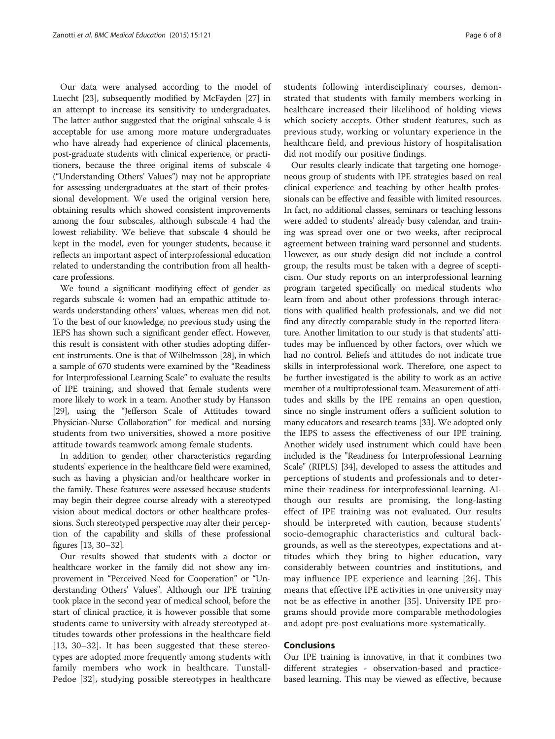Our data were analysed according to the model of Luecht [23], subsequently modified by McFayden [27] in an attempt to increase its sensitivity to undergraduates. The latter author suggested that the original subscale 4 is acceptable for use among more mature undergraduates who have already had experience of clinical placements, post-graduate students with clinical experience, or practitioners, because the three original items of subscale 4 ("Understanding Others' Values") may not be appropriate for assessing undergraduates at the start of their professional development. We used the original version here, obtaining results which showed consistent improvements among the four subscales, although subscale 4 had the lowest reliability. We believe that subscale 4 should be kept in the model, even for younger students, because it reflects an important aspect of interprofessional education related to understanding the contribution from all healthcare professions.

We found a significant modifying effect of gender as regards subscale 4: women had an empathic attitude towards understanding others' values, whereas men did not. To the best of our knowledge, no previous study using the IEPS has shown such a significant gender effect. However, this result is consistent with other studies adopting different instruments. One is that of Wilhelmsson [28], in which a sample of 670 students were examined by the "Readiness for Interprofessional Learning Scale" to evaluate the results of IPE training, and showed that female students were more likely to work in a team. Another study by Hansson [29], using the "Jefferson Scale of Attitudes toward Physician-Nurse Collaboration" for medical and nursing students from two universities, showed a more positive attitude towards teamwork among female students.

In addition to gender, other characteristics regarding students' experience in the healthcare field were examined, such as having a physician and/or healthcare worker in the family. These features were assessed because students may begin their degree course already with a stereotyped vision about medical doctors or other healthcare professions. Such stereotyped perspective may alter their perception of the capability and skills of these professional figures [13, 30–32].

Our results showed that students with a doctor or healthcare worker in the family did not show any improvement in "Perceived Need for Cooperation" or "Understanding Others' Values". Although our IPE training took place in the second year of medical school, before the start of clinical practice, it is however possible that some students came to university with already stereotyped attitudes towards other professions in the healthcare field [13, 30–32]. It has been suggested that these stereotypes are adopted more frequently among students with family members who work in healthcare. Tunstall-Pedoe [32], studying possible stereotypes in healthcare students following interdisciplinary courses, demonstrated that students with family members working in healthcare increased their likelihood of holding views which society accepts. Other student features, such as previous study, working or voluntary experience in the healthcare field, and previous history of hospitalisation did not modify our positive findings.

Our results clearly indicate that targeting one homogeneous group of students with IPE strategies based on real clinical experience and teaching by other health professionals can be effective and feasible with limited resources. In fact, no additional classes, seminars or teaching lessons were added to students' already busy calendar, and training was spread over one or two weeks, after reciprocal agreement between training ward personnel and students. However, as our study design did not include a control group, the results must be taken with a degree of scepticism. Our study reports on an interprofessional learning program targeted specifically on medical students who learn from and about other professions through interactions with qualified health professionals, and we did not find any directly comparable study in the reported literature. Another limitation to our study is that students' attitudes may be influenced by other factors, over which we had no control. Beliefs and attitudes do not indicate true skills in interprofessional work. Therefore, one aspect to be further investigated is the ability to work as an active member of a multiprofessional team. Measurement of attitudes and skills by the IPE remains an open question, since no single instrument offers a sufficient solution to many educators and research teams [33]. We adopted only the IEPS to assess the effectiveness of our IPE training. Another widely used instrument which could have been included is the "Readiness for Interprofessional Learning Scale" (RIPLS) [34], developed to assess the attitudes and perceptions of students and professionals and to determine their readiness for interprofessional learning. Although our results are promising, the long-lasting effect of IPE training was not evaluated. Our results should be interpreted with caution, because students' socio-demographic characteristics and cultural backgrounds, as well as the stereotypes, expectations and attitudes which they bring to higher education, vary considerably between countries and institutions, and may influence IPE experience and learning [26]. This means that effective IPE activities in one university may not be as effective in another [35]. University IPE programs should provide more comparable methodologies and adopt pre-post evaluations more systematically.

## Conclusions

Our IPE training is innovative, in that it combines two different strategies - observation-based and practice-based learning. This may be viewed as effective, because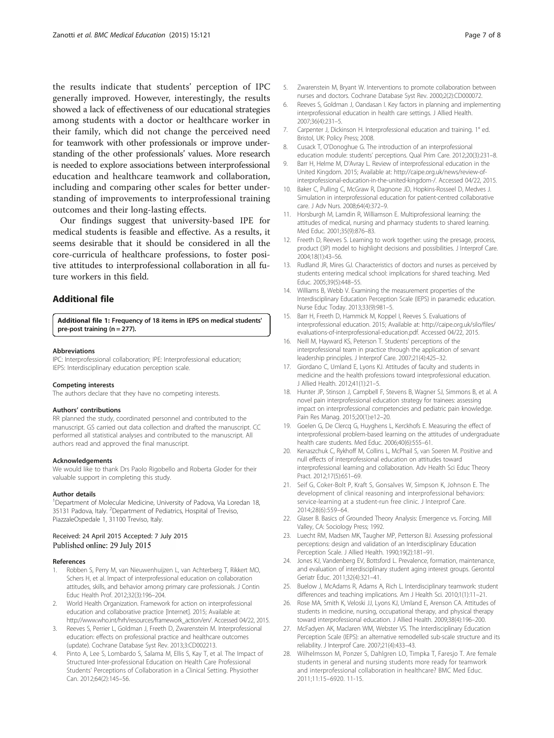the results indicate that students' perception of IPC generally improved. However, interestingly, the results showed a lack of effectiveness of our educational strategies among students with a doctor or healthcare worker in their family, which did not change the perceived need for teamwork with other professionals or improve understanding of the other professionals' values. More research is needed to explore associations between interprofessional education and healthcare teamwork and collaboration, including and comparing other scales for better understanding of improvements to interprofessional training outcomes and their long-lasting effects.

Our findings suggest that university-based IPE for medical students is feasible and effective. As a results, it seems desirable that it should be considered in all the core-curricula of healthcare professions, to foster positive attitudes to interprofessional collaboration in all future workers in this field.

## Additional file

**Additional file 1: Frequency of 18 items in IEPS on medical students' pre-post training (n = 277).**

#### Abbreviations

IPC: Interprofessional collaboration; IPE: Interprofessional education; IEPS: Interdisciplinary education perception scale.

#### Competing interests

The authors declare that they have no competing interests.

#### Authors' contributions

RR planned the study, coordinated personnel and contributed to the manuscript. GS carried out data collection and drafted the manuscript. CC performed all statistical analyses and contributed to the manuscript. All authors read and approved the final manuscript.

#### Acknowledgements

We would like to thank Drs Paolo Rigobello and Roberta Gloder for their valuable support in completing this study.

#### Author details

[1]Department of Molecular Medicine, University of Padova, Via Loredan 18, 35131 Padova, Italy. [2]Department of Pediatrics, Hospital of Treviso, PiazzaleOspedale 1, 31100 Treviso, Italy.

Received: 24 April 2015 Accepted: 7 July 2015
Published online: 29 July 2015

#### References

1. Robben S, Perry M, van Nieuwenhuijzen L, van Achterberg T, Rikkert MO, Schers H, et al. Impact of interprofessional education on collaboration attitudes, skills, and behavior among primary care professionals. J Contin Educ Health Prof. 2012;32(3):196–204.
2. World Health Organization. Framework for action on interprofessional education and collaborative practice [Internet]. 2015; Available at: http://www.who.int/hrh/resources/framework_action/en/. Accessed 04/22, 2015.
3. Reeves S, Perrier L, Goldman J, Freeth D, Zwarenstein M. Interprofessional education: effects on professional practice and healthcare outcomes (update). Cochrane Database Syst Rev. 2013;3:CD002213.
4. Pinto A, Lee S, Lombardo S, Salama M, Ellis S, Kay T, et al. The Impact of Structured Inter-professional Education on Health Care Professional Students' Perceptions of Collaboration in a Clinical Setting. Physiother Can. 2012;64(2):145–56.
5. Zwarenstein M, Bryant W. Interventions to promote collaboration between nurses and doctors. Cochrane Database Syst Rev. 2000;2(2):CD000072.
6. Reeves S, Goldman J, Oandasan I. Key factors in planning and implementing interprofessional education in health care settings. J Allied Health. 2007;36(4):231–5.
7. Carpenter J, Dickinson H. Interprofessional education and training. 1° ed. Bristol, UK: Policy Press; 2008.
8. Cusack T, O'Donoghue G. The introduction of an interprofessional education module: students' perceptions. Qual Prim Care. 2012;20(3):231–8.
9. Barr H, Helme M, D'Avray L. Review of interprofessional education in the United Kingdom. 2015; Available at: http://caipe.org.uk/news/review-of-interprofessional-education-in-the-united-kingdom-/. Accessed 04/22, 2015.
10. Baker C, Pulling C, McGraw R, Dagnone JD, Hopkins-Rosseel D, Medves J. Simulation in interprofessional education for patient-centred collaborative care. J Adv Nurs. 2008;64(4):372–9.
11. Horsburgh M, Lamdin R, Williamson E. Multiprofessional learning: the attitudes of medical, nursing and pharmacy students to shared learning. Med Educ. 2001;35(9):876–83.
12. Freeth D, Reeves S. Learning to work together: using the presage, process, product (3P) model to highlight decisions and possibilities. J Interprof Care. 2004;18(1):43–56.
13. Rudland JR, Mires GJ. Characteristics of doctors and nurses as perceived by students entering medical school: implications for shared teaching. Med Educ. 2005;39(5):448–55.
14. Williams B, Webb V. Examining the measurement properties of the Interdisciplinary Education Perception Scale (IEPS) in paramedic education. Nurse Educ Today. 2013;33(9):981–5.
15. Barr H, Freeth D, Hammick M, Koppel I, Reeves S. Evaluations of interprofessional education. 2015; Available at: http://caipe.org.uk/silo/files/evaluations-of-interprofessional-education.pdf. Accessed 04/22, 2015.
16. Neill M, Hayward KS, Peterson T. Students' perceptions of the interprofessional team in practice through the application of servant leadership principles. J Interprof Care. 2007;21(4):425–32.
17. Giordano C, Umland E, Lyons KJ. Attitudes of faculty and students in medicine and the health professions toward interprofessional education. J Allied Health. 2012;41(1):21–5.
18. Hunter JP, Stinson J, Campbell F, Stevens B, Wagner SJ, Simmons B, et al. A novel pain interprofessional education strategy for trainees: assessing impact on interprofessional competencies and pediatric pain knowledge. Pain Res Manag. 2015;20(1):e12–20.
19. Goelen G, De Clercq G, Huyghens L, Kerckhofs E. Measuring the effect of interprofessional problem-based learning on the attitudes of undergraduate health care students. Med Educ. 2006;40(6):555–61.
20. Kenaszchuk C, Rykhoff M, Collins L, McPhail S, van Soeren M. Positive and null effects of interprofessional education on attitudes toward interprofessional learning and collaboration. Adv Health Sci Educ Theory Pract. 2012;17(5):651–69.
21. Seif G, Coker-Bolt P, Kraft S, Gonsalves W, Simpson K, Johnson E. The development of clinical reasoning and interprofessional behaviors: service-learning at a student-run free clinic. J Interprof Care. 2014;28(6):559–64.
22. Glaser B. Basics of Grounded Theory Analysis: Emergence vs. Forcing. Mill Valley, CA: Sociology Press; 1992.
23. Luecht RM, Madsen MK, Taugher MP, Petterson BJ. Assessing professional perceptions: design and validation of an Interdisciplinary Education Perception Scale. J Allied Health. 1990;19(2):181–91.
24. Jones KJ, Vandenberg EV, Bottsford L. Prevalence, formation, maintenance, and evaluation of interdisciplinary student aging interest groups. Gerontol Geriatr Educ. 2011;32(4):321–41.
25. Buelow J, McAdams R, Adams A, Rich L. Interdisciplinary teamwork: student differences and teaching implications. Am J Health Sci. 2010;1(1):11–21.
26. Rose MA, Smith K, Veloski JJ, Lyons KJ, Umland E, Arenson CA. Attitudes of students in medicine, nursing, occupational therapy, and physical therapy toward interprofessional education. J Allied Health. 2009;38(4):196–200.
27. McFadyen AK, Maclaren WM, Webster VS. The Interdisciplinary Education Perception Scale (IEPS): an alternative remodelled sub-scale structure and its reliability. J Interprof Care. 2007;21(4):433–43.
28. Wilhelmsson M, Ponzer S, Dahlgren LO, Timpka T, Faresjo T. Are female students in general and nursing students more ready for teamwork and interprofessional collaboration in healthcare? BMC Med Educ. 2011;11:15–6920. 11-15.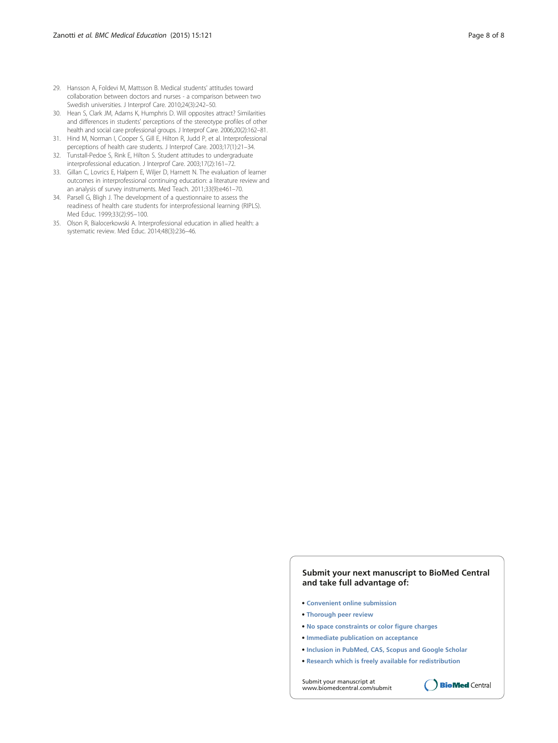29. Hansson A, Foldevi M, Mattsson B. Medical students' attitudes toward collaboration between doctors and nurses - a comparison between two Swedish universities. J Interprof Care. 2010;24(3):242–50.
30. Hean S, Clark JM, Adams K, Humphris D. Will opposites attract? Similarities and differences in students' perceptions of the stereotype profiles of other health and social care professional groups. J Interprof Care. 2006;20(2):162–81.
31. Hind M, Norman I, Cooper S, Gill E, Hilton R, Judd P, et al. Interprofessional perceptions of health care students. J Interprof Care. 2003;17(1):21–34.
32. Tunstall-Pedoe S, Rink E, Hilton S. Student attitudes to undergraduate interprofessional education. J Interprof Care. 2003;17(2):161–72.
33. Gillan C, Lovrics E, Halpern E, Wiljer D, Harnett N. The evaluation of learner outcomes in interprofessional continuing education: a literature review and an analysis of survey instruments. Med Teach. 2011;33(9):e461–70.
34. Parsell G, Bligh J. The development of a questionnaire to assess the readiness of health care students for interprofessional learning (RIPLS). Med Educ. 1999;33(2):95–100.
35. Olson R, Bialocerkowski A. Interprofessional education in allied health: a systematic review. Med Educ. 2014;48(3):236–46.

**Submit your next manuscript to BioMed Central and take full advantage of:**

- **Convenient online submission**
- **Thorough peer review**
- **No space constraints or color figure charges**
- **Immediate publication on acceptance**
- **Inclusion in PubMed, CAS, Scopus and Google Scholar**
- **Research which is freely available for redistribution**

Submit your manuscript at www.biomedcentral.com/submit

BioMed Central